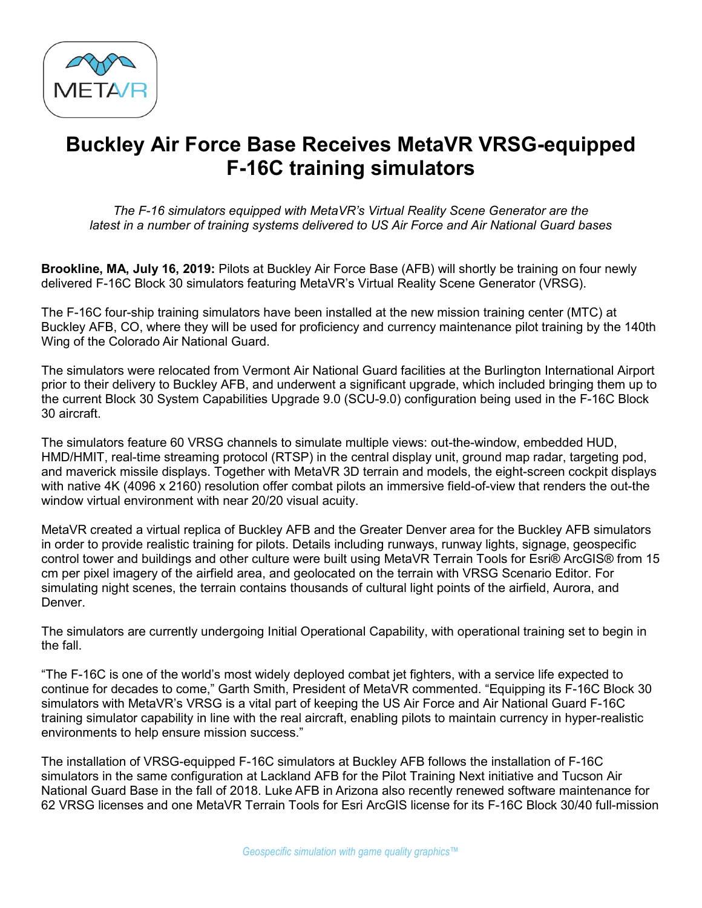# Buckley Air Force Base Receives MetaVR VRSG-equipped F-16C training simulators

*The F-16 simulators equipped with MetaVR's Virtual Reality Scene Generator are the latest in a number of training systems delivered to US Air Force and Air National Guard bases*

**Brookline, MA, July 16, 2019:** Pilots at Buckley Air Force Base (AFB) will shortly be training on four newly delivered F-16C Block 30 simulators featuring MetaVR's Virtual Reality Scene Generator (VRSG).

The F-16C four-ship training simulators have been installed at the new mission training center (MTC) at Buckley AFB, CO, where they will be used for proficiency and currency maintenance pilot training by the 140th Wing of the Colorado Air National Guard.

The simulators were relocated from Vermont Air National Guard facilities at the Burlington International Airport prior to their delivery to Buckley AFB, and underwent a significant upgrade, which included bringing them up to the current Block 30 System Capabilities Upgrade 9.0 (SCU-9.0) configuration being used in the F-16C Block 30 aircraft.

The simulators feature 60 VRSG channels to simulate multiple views: out-the-window, embedded HUD, HMD/HMIT, real-time streaming protocol (RTSP) in the central display unit, ground map radar, targeting pod, and maverick missile displays. Together with MetaVR 3D terrain and models, the eight-screen cockpit displays with native 4K (4096 x 2160) resolution offer combat pilots an immersive field-of-view that renders the out-the window virtual environment with near 20/20 visual acuity.

MetaVR created a virtual replica of Buckley AFB and the Greater Denver area for the Buckley AFB simulators in order to provide realistic training for pilots. Details including runways, runway lights, signage, geospecific control tower and buildings and other culture were built using MetaVR Terrain Tools for Esri® ArcGIS® from 15 cm per pixel imagery of the airfield area, and geolocated on the terrain with VRSG Scenario Editor. For simulating night scenes, the terrain contains thousands of cultural light points of the airfield, Aurora, and Denver.

The simulators are currently undergoing Initial Operational Capability, with operational training set to begin in the fall.

"The F-16C is one of the world's most widely deployed combat jet fighters, with a service life expected to continue for decades to come," Garth Smith, President of MetaVR commented. "Equipping its F-16C Block 30 simulators with MetaVR's VRSG is a vital part of keeping the US Air Force and Air National Guard F-16C training simulator capability in line with the real aircraft, enabling pilots to maintain currency in hyper-realistic environments to help ensure mission success."

The installation of VRSG-equipped F-16C simulators at Buckley AFB follows the installation of F-16C simulators in the same configuration at Lackland AFB for the Pilot Training Next initiative and Tucson Air National Guard Base in the fall of 2018. Luke AFB in Arizona also recently renewed software maintenance for 62 VRSG licenses and one MetaVR Terrain Tools for Esri ArcGIS license for its F-16C Block 30/40 full-mission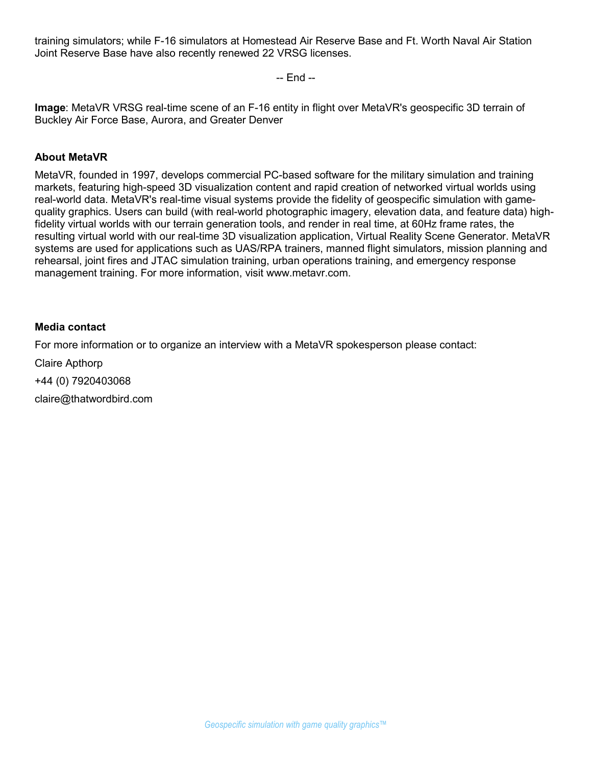training simulators; while F-16 simulators at Homestead Air Reserve Base and Ft. Worth Naval Air Station Joint Reserve Base have also recently renewed 22 VRSG licenses.

-- End --

**Image**: MetaVR VRSG real-time scene of an F-16 entity in flight over MetaVR's geospecific 3D terrain of Buckley Air Force Base, Aurora, and Greater Denver

**About MetaVR**

MetaVR, founded in 1997, develops commercial PC-based software for the military simulation and training markets, featuring high-speed 3D visualization content and rapid creation of networked virtual worlds using real-world data. MetaVR's real-time visual systems provide the fidelity of geospecific simulation with game-quality graphics. Users can build (with real-world photographic imagery, elevation data, and feature data) high-fidelity virtual worlds with our terrain generation tools, and render in real time, at 60Hz frame rates, the resulting virtual world with our real-time 3D visualization application, Virtual Reality Scene Generator. MetaVR systems are used for applications such as UAS/RPA trainers, manned flight simulators, mission planning and rehearsal, joint fires and JTAC simulation training, urban operations training, and emergency response management training. For more information, visit www.metavr.com.

**Media contact**

For more information or to organize an interview with a MetaVR spokesperson please contact:

Claire Apthorp

+44 (0) 7920403068

claire@thatwordbird.com